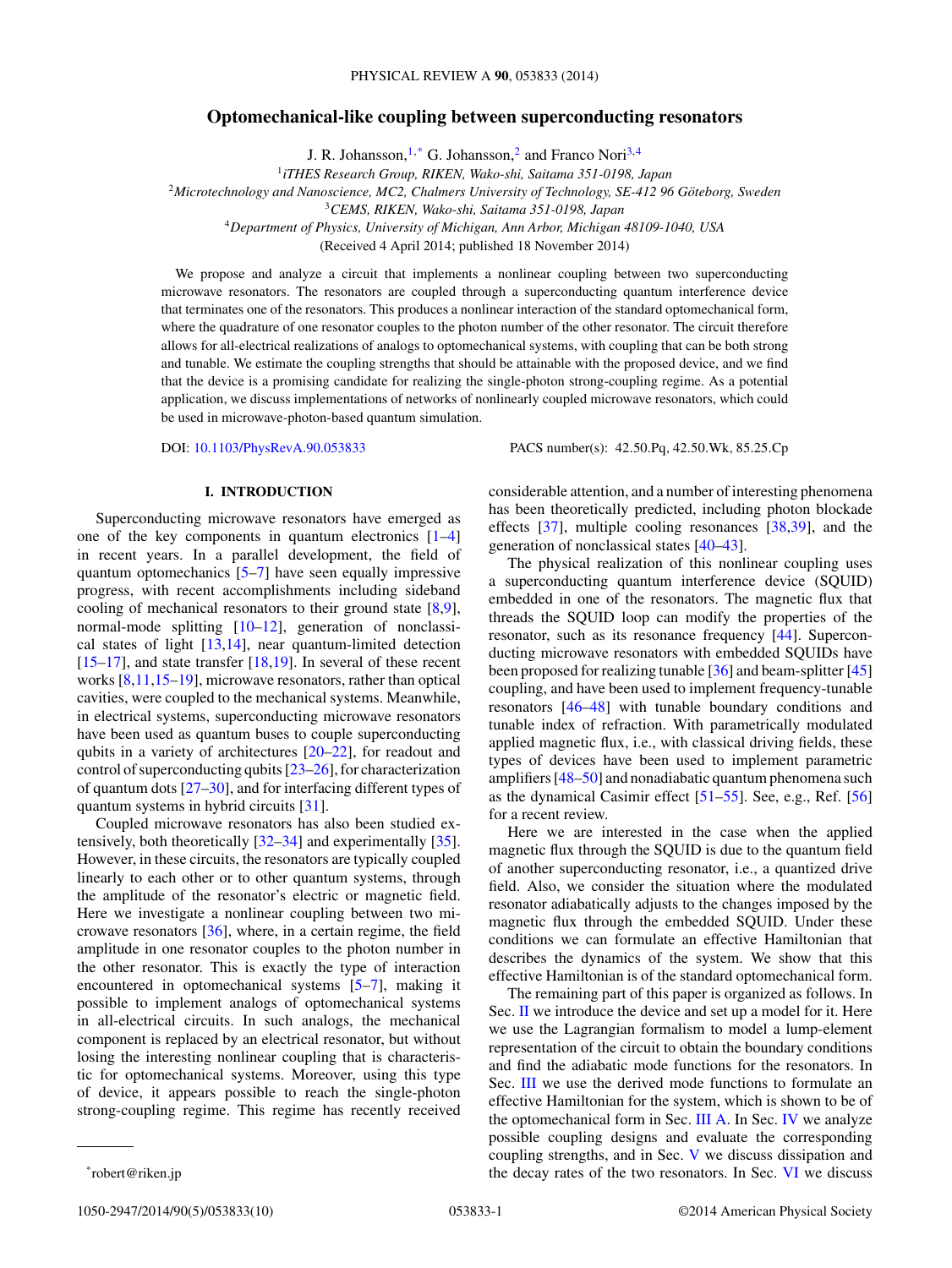# Optomechanical-like coupling between superconducting resonators

J. R. Johansson,[1,*] G. Johansson,[2] and Franco Nori[3,4]

[1] *iTHES Research Group, RIKEN, Wako-shi, Saitama 351-0198, Japan*
[2] *Microtechnology and Nanoscience, MC2, Chalmers University of Technology, SE-412 96 Göteborg, Sweden*
[3] *CEMS, RIKEN, Wako-shi, Saitama 351-0198, Japan*
[4] *Department of Physics, University of Michigan, Ann Arbor, Michigan 48109-1040, USA*

(Received 4 April 2014; published 18 November 2014)

We propose and analyze a circuit that implements a nonlinear coupling between two superconducting microwave resonators. The resonators are coupled through a superconducting quantum interference device that terminates one of the resonators. This produces a nonlinear interaction of the standard optomechanical form, where the quadrature of one resonator couples to the photon number of the other resonator. The circuit therefore allows for all-electrical realizations of analogs to optomechanical systems, with coupling that can be both strong and tunable. We estimate the coupling strengths that should be attainable with the proposed device, and we find that the device is a promising candidate for realizing the single-photon strong-coupling regime. As a potential application, we discuss implementations of networks of nonlinearly coupled microwave resonators, which could be used in microwave-photon-based quantum simulation.

DOI: 10.1103/PhysRevA.90.053833 PACS number(s): 42.50.Pq, 42.50.Wk, 85.25.Cp

## I. INTRODUCTION

Superconducting microwave resonators have emerged as one of the key components in quantum electronics [1–4] in recent years. In a parallel development, the field of quantum optomechanics [5–7] have seen equally impressive progress, with recent accomplishments including sideband cooling of mechanical resonators to their ground state [8,9], normal-mode splitting [10–12], generation of nonclassical states of light [13,14], near quantum-limited detection [15–17], and state transfer [18,19]. In several of these recent works [8,11,15–19], microwave resonators, rather than optical cavities, were coupled to the mechanical systems. Meanwhile, in electrical systems, superconducting microwave resonators have been used as quantum buses to couple superconducting qubits in a variety of architectures [20–22], for readout and control of superconducting qubits [23–26], for characterization of quantum dots [27–30], and for interfacing different types of quantum systems in hybrid circuits [31].

Coupled microwave resonators has also been studied extensively, both theoretically [32–34] and experimentally [35]. However, in these circuits, the resonators are typically coupled linearly to each other or to other quantum systems, through the amplitude of the resonator's electric or magnetic field. Here we investigate a nonlinear coupling between two microwave resonators [36], where, in a certain regime, the field amplitude in one resonator couples to the photon number in the other resonator. This is exactly the type of interaction encountered in optomechanical systems [5–7], making it possible to implement analogs of optomechanical systems in all-electrical circuits. In such analogs, the mechanical component is replaced by an electrical resonator, but without losing the interesting nonlinear coupling that is characteristic for optomechanical systems. Moreover, using this type of device, it appears possible to reach the single-photon strong-coupling regime. This regime has recently received considerable attention, and a number of interesting phenomena has been theoretically predicted, including photon blockade effects [37], multiple cooling resonances [38,39], and the generation of nonclassical states [40–43].

The physical realization of this nonlinear coupling uses a superconducting quantum interference device (SQUID) embedded in one of the resonators. The magnetic flux that threads the SQUID loop can modify the properties of the resonator, such as its resonance frequency [44]. Superconducting microwave resonators with embedded SQUIDs have been proposed for realizing tunable [36] and beam-splitter [45] coupling, and have been used to implement frequency-tunable resonators [46–48] with tunable boundary conditions and tunable index of refraction. With parametrically modulated applied magnetic flux, i.e., with classical driving fields, these types of devices have been used to implement parametric amplifiers [48–50] and nonadiabatic quantum phenomena such as the dynamical Casimir effect [51–55]. See, e.g., Ref. [56] for a recent review.

Here we are interested in the case when the applied magnetic flux through the SQUID is due to the quantum field of another superconducting resonator, i.e., a quantized drive field. Also, we consider the situation where the modulated resonator adiabatically adjusts to the changes imposed by the magnetic flux through the embedded SQUID. Under these conditions we can formulate an effective Hamiltonian that describes the dynamics of the system. We show that this effective Hamiltonian is of the standard optomechanical form.

The remaining part of this paper is organized as follows. In Sec. II we introduce the device and set up a model for it. Here we use the Lagrangian formalism to model a lump-element representation of the circuit to obtain the boundary conditions and find the adiabatic mode functions for the resonators. In Sec. III we use the derived mode functions to formulate an effective Hamiltonian for the system, which is shown to be of the optomechanical form in Sec. III A. In Sec. IV we analyze possible coupling designs and evaluate the corresponding coupling strengths, and in Sec. V we discuss dissipation and the decay rates of the two resonators. In Sec. VI we discuss

*robert@riken.jp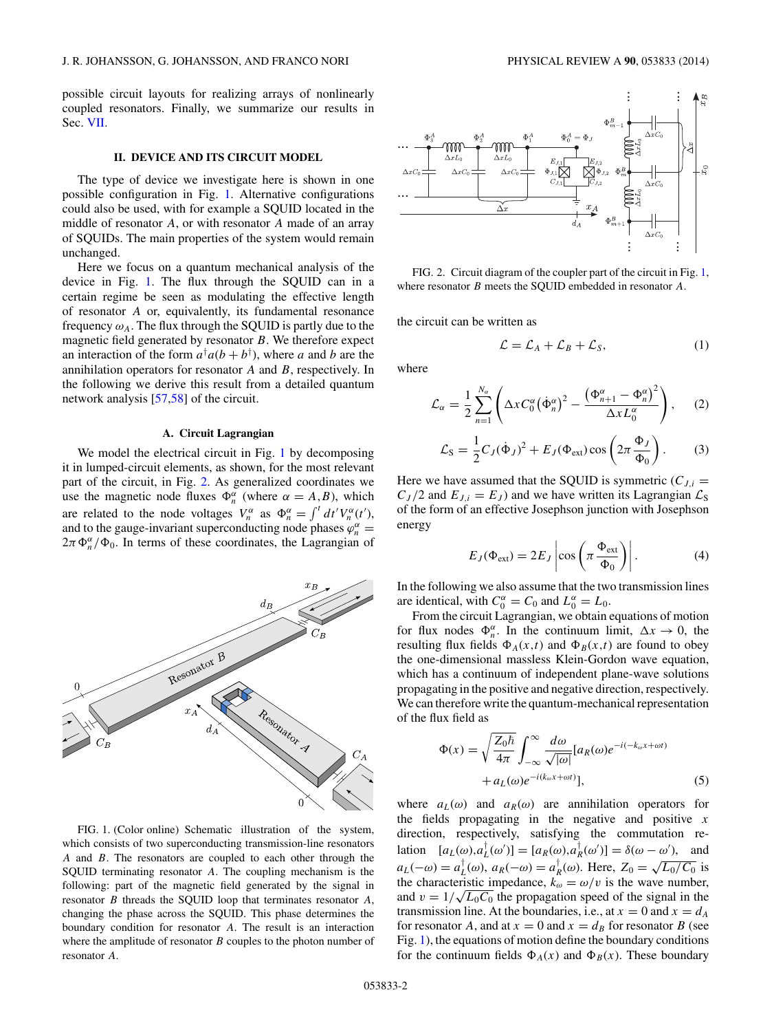possible circuit layouts for realizing arrays of nonlinearly coupled resonators. Finally, we summarize our results in Sec. VII.

## II. DEVICE AND ITS CIRCUIT MODEL

The type of device we investigate here is shown in one possible configuration in Fig. 1. Alternative configurations could also be used, with for example a SQUID located in the middle of resonator $A$, or with resonator $A$ made of an array of SQUIDs. The main properties of the system would remain unchanged.

Here we focus on a quantum mechanical analysis of the device in Fig. 1. The flux through the SQUID can in a certain regime be seen as modulating the effective length of resonator $A$ or, equivalently, its fundamental resonance frequency $\omega_A$. The flux through the SQUID is partly due to the magnetic field generated by resonator $B$. We therefore expect an interaction of the form $a^\dagger a(b + b^\dagger)$, where $a$ and $b$ are the annihilation operators for resonator $A$ and $B$, respectively. In the following we derive this result from a detailed quantum network analysis [57,58] of the circuit.

### A. Circuit Lagrangian

We model the electrical circuit in Fig. 1 by decomposing it in lumped-circuit elements, as shown, for the most relevant part of the circuit, in Fig. 2. As generalized coordinates we use the magnetic node fluxes $\Phi_n^\alpha$ (where $\alpha = A,B$), which are related to the node voltages $V_n^\alpha$ as $\Phi_n^\alpha = \int^t dt' V_n^\alpha(t')$, and to the gauge-invariant superconducting node phases $\varphi_n^\alpha = 2\pi \Phi_n^\alpha/\Phi_0$. In terms of these coordinates, the Lagrangian of the circuit can be written as

FIG. 1. (Color online) Schematic illustration of the system, which consists of two superconducting transmission-line resonators $A$ and $B$. The resonators are coupled to each other through the SQUID terminating resonator $A$. The coupling mechanism is the following: part of the magnetic field generated by the signal in resonator $B$ threads the SQUID loop that terminates resonator $A$, changing the phase across the SQUID. This phase determines the boundary condition for resonator $A$. The result is an interaction where the amplitude of resonator $B$ couples to the photon number of resonator $A$.

FIG. 2. Circuit diagram of the coupler part of the circuit in Fig. 1, where resonator $B$ meets the SQUID embedded in resonator $A$.

$$\mathcal{L} = \mathcal{L}_A + \mathcal{L}_B + \mathcal{L}_S, \tag{1}$$

where

$$\mathcal{L}_\alpha = \frac{1}{2}\sum_{n=1}^{N_\alpha}\left(\Delta x C_0^\alpha \left(\dot{\Phi}_n^\alpha\right)^2 - \frac{\left(\Phi_{n+1}^\alpha - \Phi_n^\alpha\right)^2}{\Delta x L_0^\alpha}\right), \tag{2}$$

$$\mathcal{L}_\mathrm{S} = \frac{1}{2}C_J(\dot{\Phi}_J)^2 + E_J(\Phi_\mathrm{ext})\cos\left(2\pi\frac{\Phi_J}{\Phi_0}\right). \tag{3}$$

Here we have assumed that the SQUID is symmetric ($C_{J,i} = C_J/2$ and $E_{J,i} = E_J$) and we have written its Lagrangian $\mathcal{L}_\mathrm{S}$ of the form of an effective Josephson junction with Josephson energy

$$E_J(\Phi_\mathrm{ext}) = 2E_J\left|\cos\left(\pi\frac{\Phi_\mathrm{ext}}{\Phi_0}\right)\right|. \tag{4}$$

In the following we also assume that the two transmission lines are identical, with $C_0^\alpha = C_0$ and $L_0^\alpha = L_0$.

From the circuit Lagrangian, we obtain equations of motion for flux nodes $\Phi_n^\alpha$. In the continuum limit, $\Delta x \to 0$, the resulting flux fields $\Phi_A(x,t)$ and $\Phi_B(x,t)$ are found to obey the one-dimensional massless Klein-Gordon wave equation, which has a continuum of independent plane-wave solutions propagating in the positive and negative direction, respectively. We can therefore write the quantum-mechanical representation of the flux field as

$$\Phi(x) = \sqrt{\frac{Z_0\hbar}{4\pi}}\int_{-\infty}^{\infty}\frac{d\omega}{\sqrt{|\omega|}}[a_R(\omega)e^{-i(-k_\omega x + \omega t)} + a_L(\omega)e^{-i(k_\omega x + \omega t)}], \tag{5}$$

where $a_L(\omega)$ and $a_R(\omega)$ are annihilation operators for the fields propagating in the negative and positive $x$ direction, respectively, satisfying the commutation relation $[a_L(\omega), a_L^\dagger(\omega')] = [a_R(\omega), a_R^\dagger(\omega')] = \delta(\omega - \omega')$, and $a_L(-\omega) = a_L^\dagger(\omega)$, $a_R(-\omega) = a_R^\dagger(\omega)$. Here, $Z_0 = \sqrt{L_0/C_0}$ is the characteristic impedance, $k_\omega = \omega/v$ is the wave number, and $v = 1/\sqrt{L_0C_0}$ the propagation speed of the signal in the transmission line. At the boundaries, i.e., at $x = 0$ and $x = d_A$ for resonator $A$, and at $x = 0$ and $x = d_B$ for resonator $B$ (see Fig. 1), the equations of motion define the boundary conditions for the continuum fields $\Phi_A(x)$ and $\Phi_B(x)$. These boundary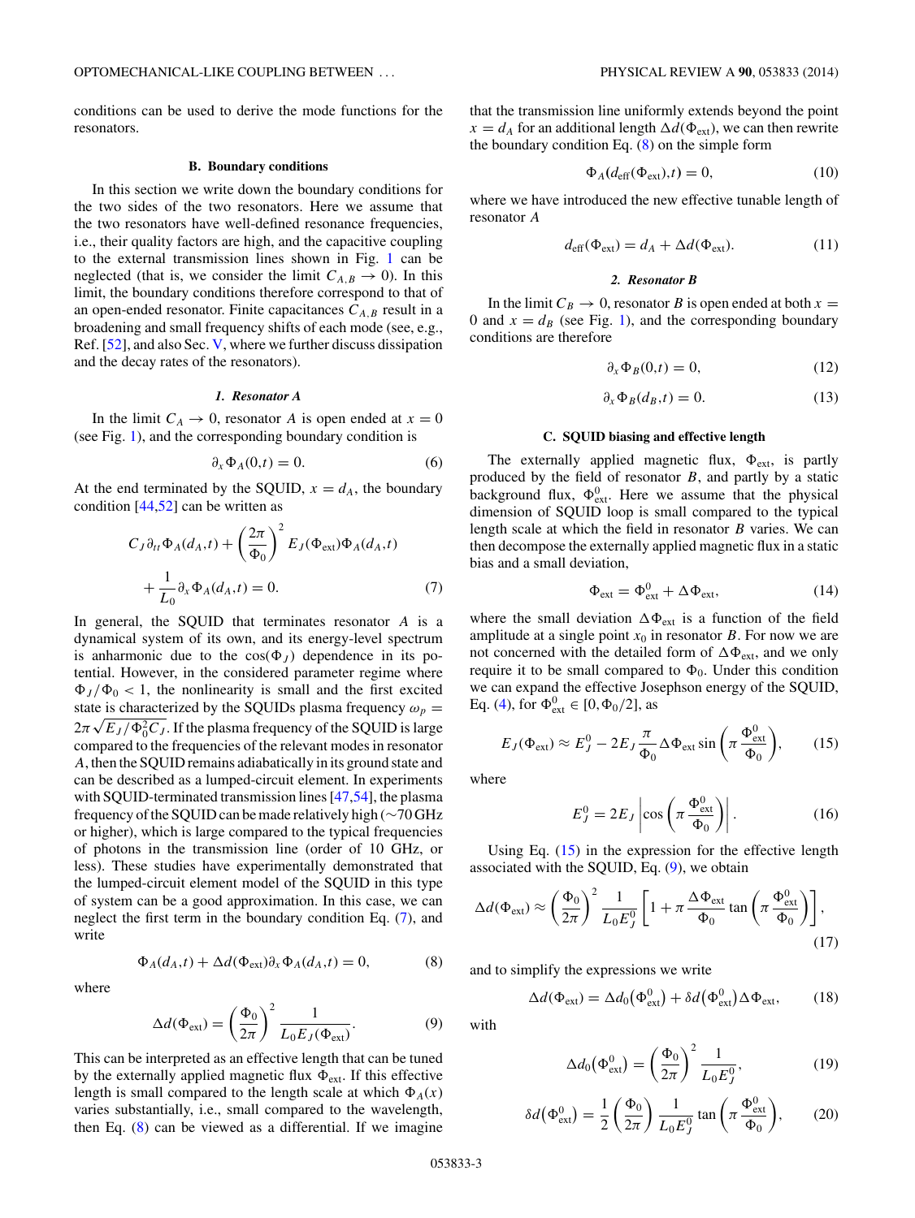conditions can be used to derive the mode functions for the resonators.

### B. Boundary conditions

In this section we write down the boundary conditions for the two sides of the two resonators. Here we assume that the two resonators have well-defined resonance frequencies, i.e., their quality factors are high, and the capacitive coupling to the external transmission lines shown in Fig. 1 can be neglected (that is, we consider the limit $C_{A,B} \to 0$). In this limit, the boundary conditions therefore correspond to that of an open-ended resonator. Finite capacitances $C_{A,B}$ result in a broadening and small frequency shifts of each mode (see, e.g., Ref. [52], and also Sec. V, where we further discuss dissipation and the decay rates of the resonators).

#### *1. Resonator A*

In the limit $C_A \to 0$, resonator $A$ is open ended at $x = 0$ (see Fig. 1), and the corresponding boundary condition is

$$\partial_x \Phi_A(0,t) = 0. \tag{6}$$

At the end terminated by the SQUID, $x = d_A$, the boundary condition [44,52] can be written as

$$C_J \partial_{tt} \Phi_A(d_A,t) + \left(\frac{2\pi}{\Phi_0}\right)^2 E_J(\Phi_{\text{ext}}) \Phi_A(d_A,t) + \frac{1}{L_0} \partial_x \Phi_A(d_A,t) = 0. \tag{7}$$

In general, the SQUID that terminates resonator $A$ is a dynamical system of its own, and its energy-level spectrum is anharmonic due to the $\cos(\Phi_J)$ dependence in its potential. However, in the considered parameter regime where $\Phi_J/\Phi_0 < 1$, the nonlinearity is small and the first excited state is characterized by the SQUIDs plasma frequency $\omega_p = 2\pi\sqrt{E_J/\Phi_0^2 C_J}$. If the plasma frequency of the SQUID is large compared to the frequencies of the relevant modes in resonator $A$, then the SQUID remains adiabatically in its ground state and can be described as a lumped-circuit element. In experiments with SQUID-terminated transmission lines [47,54], the plasma frequency of the SQUID can be made relatively high ($\sim$70 GHz or higher), which is large compared to the typical frequencies of photons in the transmission line (order of 10 GHz, or less). These studies have experimentally demonstrated that the lumped-circuit element model of the SQUID in this type of system can be a good approximation. In this case, we can neglect the first term in the boundary condition Eq. (7), and write

$$\Phi_A(d_A,t) + \Delta d(\Phi_{\text{ext}}) \partial_x \Phi_A(d_A,t) = 0, \tag{8}$$

where

$$\Delta d(\Phi_{\text{ext}}) = \left(\frac{\Phi_0}{2\pi}\right)^2 \frac{1}{L_0 E_J(\Phi_{\text{ext}})}. \tag{9}$$

This can be interpreted as an effective length that can be tuned by the externally applied magnetic flux $\Phi_{\text{ext}}$. If this effective length is small compared to the length scale at which $\Phi_A(x)$ varies substantially, i.e., small compared to the wavelength, then Eq. (8) can be viewed as a differential. If we imagine that the transmission line uniformly extends beyond the point $x = d_A$ for an additional length $\Delta d(\Phi_{\text{ext}})$, we can then rewrite the boundary condition Eq. (8) on the simple form

$$\Phi_A(d_{\text{eff}}(\Phi_{\text{ext}}),t) = 0, \tag{10}$$

where we have introduced the new effective tunable length of resonator $A$

$$d_{\text{eff}}(\Phi_{\text{ext}}) = d_A + \Delta d(\Phi_{\text{ext}}). \tag{11}$$

#### *2. Resonator B*

In the limit $C_B \to 0$, resonator $B$ is open ended at both $x = 0$ and $x = d_B$ (see Fig. 1), and the corresponding boundary conditions are therefore

$$\partial_x \Phi_B(0,t) = 0, \tag{12}$$

$$\partial_x \Phi_B(d_B,t) = 0. \tag{13}$$

### C. SQUID biasing and effective length

The externally applied magnetic flux, $\Phi_{\text{ext}}$, is partly produced by the field of resonator $B$, and partly by a static background flux, $\Phi_{\text{ext}}^0$. Here we assume that the physical dimension of SQUID loop is small compared to the typical length scale at which the field in resonator $B$ varies. We can then decompose the externally applied magnetic flux in a static bias and a small deviation,

$$\Phi_{\text{ext}} = \Phi_{\text{ext}}^0 + \Delta\Phi_{\text{ext}}, \tag{14}$$

where the small deviation $\Delta\Phi_{\text{ext}}$ is a function of the field amplitude at a single point $x_0$ in resonator $B$. For now we are not concerned with the detailed form of $\Delta\Phi_{\text{ext}}$, and we only require it to be small compared to $\Phi_0$. Under this condition we can expand the effective Josephson energy of the SQUID, Eq. (4), for $\Phi_{\text{ext}}^0 \in [0,\Phi_0/2]$, as

$$E_J(\Phi_{\text{ext}}) \approx E_J^0 - 2E_J \frac{\pi}{\Phi_0} \Delta\Phi_{\text{ext}} \sin\left(\pi \frac{\Phi_{\text{ext}}^0}{\Phi_0}\right), \tag{15}$$

where

$$E_J^0 = 2E_J \left|\cos\left(\pi \frac{\Phi_{\text{ext}}^0}{\Phi_0}\right)\right|. \tag{16}$$

Using Eq. (15) in the expression for the effective length associated with the SQUID, Eq. (9), we obtain

$$\Delta d(\Phi_{\text{ext}}) \approx \left(\frac{\Phi_0}{2\pi}\right)^2 \frac{1}{L_0 E_J^0} \left[1 + \pi \frac{\Delta\Phi_{\text{ext}}}{\Phi_0} \tan\left(\pi \frac{\Phi_{\text{ext}}^0}{\Phi_0}\right)\right], \tag{17}$$

and to simplify the expressions we write

$$\Delta d(\Phi_{\text{ext}}) = \Delta d_0(\Phi_{\text{ext}}^0) + \delta d(\Phi_{\text{ext}}^0) \Delta\Phi_{\text{ext}}, \tag{18}$$

with

$$\Delta d_0(\Phi_{\text{ext}}^0) = \left(\frac{\Phi_0}{2\pi}\right)^2 \frac{1}{L_0 E_J^0}, \tag{19}$$

$$\delta d(\Phi_{\text{ext}}^0) = \frac{1}{2}\left(\frac{\Phi_0}{2\pi}\right) \frac{1}{L_0 E_J^0} \tan\left(\pi \frac{\Phi_{\text{ext}}^0}{\Phi_0}\right), \tag{20}$$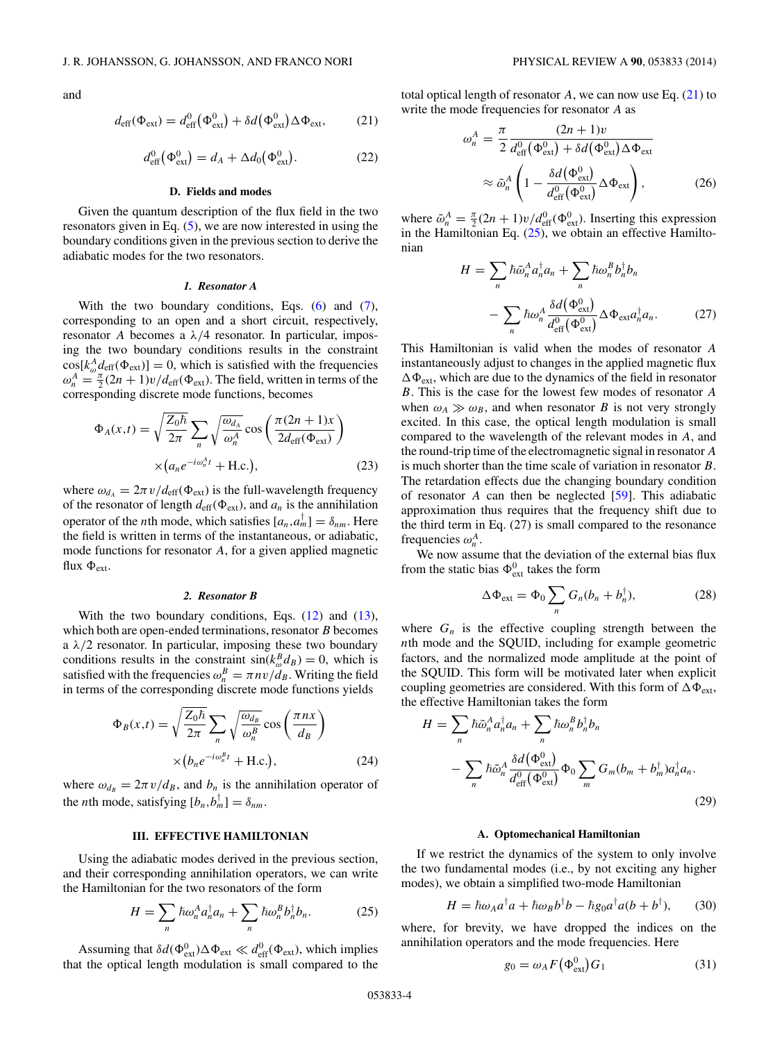and

$$d_{\text{eff}}(\Phi_{\text{ext}}) = d_{\text{eff}}^0(\Phi_{\text{ext}}^0) + \delta d(\Phi_{\text{ext}}^0)\Delta\Phi_{\text{ext}}, \tag{21}$$

$$d_{\text{eff}}^0(\Phi_{\text{ext}}^0) = d_A + \Delta d_0(\Phi_{\text{ext}}^0). \tag{22}$$

### D. Fields and modes

Given the quantum description of the flux field in the two resonators given in Eq. (5), we are now interested in using the boundary conditions given in the previous section to derive the adiabatic modes for the two resonators.

#### 1. Resonator A

With the two boundary conditions, Eqs. (6) and (7), corresponding to an open and a short circuit, respectively, resonator $A$ becomes a $\lambda/4$ resonator. In particular, imposing the two boundary conditions results in the constraint $\cos[k_\omega^A d_{\text{eff}}(\Phi_{\text{ext}})] = 0$, which is satisfied with the frequencies $\omega_n^A = \frac{\pi}{2}(2n+1)v/d_{\text{eff}}(\Phi_{\text{ext}})$. The field, written in terms of the corresponding discrete mode functions, becomes

$$\Phi_A(x,t) = \sqrt{\frac{Z_0\hbar}{2\pi}} \sum_n \sqrt{\frac{\omega_{d_A}}{\omega_n^A}} \cos\left(\frac{\pi(2n+1)x}{2d_{\text{eff}}(\Phi_{\text{ext}})}\right) \times \left(a_n e^{-i\omega_n^A t} + \text{H.c.}\right), \tag{23}$$

where $\omega_{d_A} = 2\pi v/d_{\text{eff}}(\Phi_{\text{ext}})$ is the full-wavelength frequency of the resonator of length $d_{\text{eff}}(\Phi_{\text{ext}})$, and $a_n$ is the annihilation operator of the $n$th mode, which satisfies $[a_n, a_m^\dagger] = \delta_{nm}$. Here the field is written in terms of the instantaneous, or adiabatic, mode functions for resonator $A$, for a given applied magnetic flux $\Phi_{\text{ext}}$.

#### 2. Resonator B

With the two boundary conditions, Eqs. (12) and (13), which both are open-ended terminations, resonator $B$ becomes a $\lambda/2$ resonator. In particular, imposing these two boundary conditions results in the constraint $\sin(k_\omega^B d_B) = 0$, which is satisfied with the frequencies $\omega_n^B = \pi n v/d_B$. Writing the field in terms of the corresponding discrete mode functions yields

$$\Phi_B(x,t) = \sqrt{\frac{Z_0\hbar}{2\pi}} \sum_n \sqrt{\frac{\omega_{d_B}}{\omega_n^B}} \cos\left(\frac{\pi n x}{d_B}\right) \times \left(b_n e^{-i\omega_n^B t} + \text{H.c.}\right), \tag{24}$$

where $\omega_{d_B} = 2\pi v/d_B$, and $b_n$ is the annihilation operator of the $n$th mode, satisfying $[b_n, b_m^\dagger] = \delta_{nm}$.

## III. EFFECTIVE HAMILTONIAN

Using the adiabatic modes derived in the previous section, and their corresponding annihilation operators, we can write the Hamiltonian for the two resonators of the form

$$H = \sum_n \hbar\omega_n^A a_n^\dagger a_n + \sum_n \hbar\omega_n^B b_n^\dagger b_n. \tag{25}$$

Assuming that $\delta d(\Phi_{\text{ext}}^0)\Delta\Phi_{\text{ext}} \ll d_{\text{eff}}^0(\Phi_{\text{ext}})$, which implies that the optical length modulation is small compared to the total optical length of resonator $A$, we can now use Eq. (21) to write the mode frequencies for resonator $A$ as

$$\begin{aligned}\omega_n^A &= \frac{\pi}{2}\frac{(2n+1)v}{d_{\text{eff}}^0(\Phi_{\text{ext}}^0) + \delta d(\Phi_{\text{ext}}^0)\Delta\Phi_{\text{ext}}} \\ &\approx \tilde{\omega}_n^A\left(1 - \frac{\delta d(\Phi_{\text{ext}}^0)}{d_{\text{eff}}^0(\Phi_{\text{ext}}^0)}\Delta\Phi_{\text{ext}}\right),\end{aligned} \tag{26}$$

where $\tilde{\omega}_n^A = \frac{\pi}{2}(2n+1)v/d_{\text{eff}}^0(\Phi_{\text{ext}}^0)$. Inserting this expression in the Hamiltonian Eq. (25), we obtain an effective Hamiltonian

$$\begin{aligned}H &= \sum_n \hbar\tilde{\omega}_n^A a_n^\dagger a_n + \sum_n \hbar\omega_n^B b_n^\dagger b_n \\ &\quad - \sum_n \hbar\omega_n^A \frac{\delta d(\Phi_{\text{ext}}^0)}{d_{\text{eff}}^0(\Phi_{\text{ext}}^0)}\Delta\Phi_{\text{ext}} a_n^\dagger a_n.\end{aligned} \tag{27}$$

This Hamiltonian is valid when the modes of resonator $A$ instantaneously adjust to changes in the applied magnetic flux $\Delta\Phi_{\text{ext}}$, which are due to the dynamics of the field in resonator $B$. This is the case for the lowest few modes of resonator $A$ when $\omega_A \gg \omega_B$, and when resonator $B$ is not very strongly excited. In this case, the optical length modulation is small compared to the wavelength of the relevant modes in $A$, and the round-trip time of the electromagnetic signal in resonator $A$ is much shorter than the time scale of variation in resonator $B$. The retardation effects due the changing boundary condition of resonator $A$ can then be neglected [59]. This adiabatic approximation thus requires that the frequency shift due to the third term in Eq. (27) is small compared to the resonance frequencies $\omega_n^A$.

We now assume that the deviation of the external bias flux from the static bias $\Phi_{\text{ext}}^0$ takes the form

$$\Delta\Phi_{\text{ext}} = \Phi_0 \sum_n G_n(b_n + b_n^\dagger), \tag{28}$$

where $G_n$ is the effective coupling strength between the $n$th mode and the SQUID, including for example geometric factors, and the normalized mode amplitude at the point of the SQUID. This form will be motivated later when explicit coupling geometries are considered. With this form of $\Delta\Phi_{\text{ext}}$, the effective Hamiltonian takes the form

$$\begin{aligned}H &= \sum_n \hbar\tilde{\omega}_n^A a_n^\dagger a_n + \sum_n \hbar\omega_n^B b_n^\dagger b_n \\ &\quad - \sum_n \hbar\tilde{\omega}_n^A \frac{\delta d(\Phi_{\text{ext}}^0)}{d_{\text{eff}}^0(\Phi_{\text{ext}}^0)}\Phi_0 \sum_m G_m(b_m + b_m^\dagger) a_n^\dagger a_n.\end{aligned} \tag{29}$$

### A. Optomechanical Hamiltonian

If we restrict the dynamics of the system to only involve the two fundamental modes (i.e., by not exciting any higher modes), we obtain a simplified two-mode Hamiltonian

$$H = \hbar\omega_A a^\dagger a + \hbar\omega_B b^\dagger b - \hbar g_0 a^\dagger a(b + b^\dagger), \tag{30}$$

where, for brevity, we have dropped the indices on the annihilation operators and the mode frequencies. Here

$$g_0 = \omega_A F(\Phi_{\text{ext}}^0) G_1 \tag{31}$$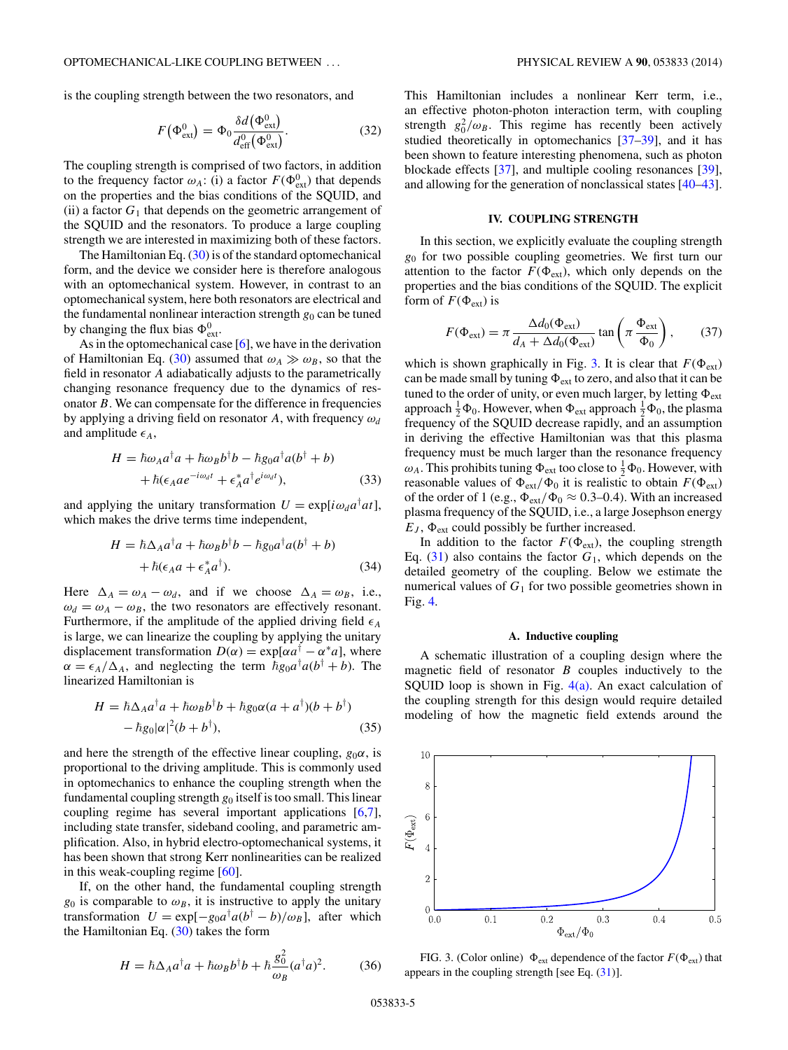is the coupling strength between the two resonators, and

$$F\left(\Phi_{\rm ext}^0\right) = \Phi_0 \frac{\delta d\left(\Phi_{\rm ext}^0\right)}{d_{\rm eff}^0\left(\Phi_{\rm ext}^0\right)}. \tag{32}$$

The coupling strength is comprised of two factors, in addition to the frequency factor $\omega_A$: (i) a factor $F(\Phi_{\rm ext}^0)$ that depends on the properties and the bias conditions of the SQUID, and (ii) a factor $G_1$ that depends on the geometric arrangement of the SQUID and the resonators. To produce a large coupling strength we are interested in maximizing both of these factors.

The Hamiltonian Eq. (30) is of the standard optomechanical form, and the device we consider here is therefore analogous with an optomechanical system. However, in contrast to an optomechanical system, here both resonators are electrical and the fundamental nonlinear interaction strength $g_0$ can be tuned by changing the flux bias $\Phi_{\rm ext}^0$.

As in the optomechanical case [6], we have in the derivation of Hamiltonian Eq. (30) assumed that $\omega_A \gg \omega_B$, so that the field in resonator $A$ adiabatically adjusts to the parametrically changing resonance frequency due to the dynamics of resonator $B$. We can compensate for the difference in frequencies by applying a driving field on resonator $A$, with frequency $\omega_d$ and amplitude $\epsilon_A$,

$$\begin{aligned} H = {} & \hbar\omega_A a^\dagger a + \hbar\omega_B b^\dagger b - \hbar g_0 a^\dagger a(b^\dagger + b) \\ & + \hbar(\epsilon_A a e^{-i\omega_d t} + \epsilon_A^* a^\dagger e^{i\omega_d t}), \end{aligned} \tag{33}$$

and applying the unitary transformation $U = \exp[i\omega_d a^\dagger a t]$, which makes the drive terms time independent,

$$\begin{aligned} H = {} & \hbar\Delta_A a^\dagger a + \hbar\omega_B b^\dagger b - \hbar g_0 a^\dagger a(b^\dagger + b) \\ & + \hbar(\epsilon_A a + \epsilon_A^* a^\dagger). \end{aligned} \tag{34}$$

Here $\Delta_A = \omega_A - \omega_d$, and if we choose $\Delta_A = \omega_B$, i.e., $\omega_d = \omega_A - \omega_B$, the two resonators are effectively resonant. Furthermore, if the amplitude of the applied driving field $\epsilon_A$ is large, we can linearize the coupling by applying the unitary displacement transformation $D(\alpha) = \exp[\alpha a^\dagger - \alpha^* a]$, where $\alpha = \epsilon_A/\Delta_A$, and neglecting the term $\hbar g_0 a^\dagger a(b^\dagger + b)$. The linearized Hamiltonian is

$$\begin{aligned} H = {} & \hbar\Delta_A a^\dagger a + \hbar\omega_B b^\dagger b + \hbar g_0 \alpha(a + a^\dagger)(b + b^\dagger) \\ & - \hbar g_0 |\alpha|^2 (b + b^\dagger), \end{aligned} \tag{35}$$

and here the strength of the effective linear coupling, $g_0\alpha$, is proportional to the driving amplitude. This is commonly used in optomechanics to enhance the coupling strength when the fundamental coupling strength $g_0$ itself is too small. This linear coupling regime has several important applications [6,7], including state transfer, sideband cooling, and parametric amplification. Also, in hybrid electro-optomechanical systems, it has been shown that strong Kerr nonlinearities can be realized in this weak-coupling regime [60].

If, on the other hand, the fundamental coupling strength $g_0$ is comparable to $\omega_B$, it is instructive to apply the unitary transformation $U = \exp[-g_0 a^\dagger a(b^\dagger - b)/\omega_B]$, after which the Hamiltonian Eq. (30) takes the form

$$H = \hbar\Delta_A a^\dagger a + \hbar\omega_B b^\dagger b + \hbar\frac{g_0^2}{\omega_B}(a^\dagger a)^2. \tag{36}$$

This Hamiltonian includes a nonlinear Kerr term, i.e., an effective photon-photon interaction term, with coupling strength $g_0^2/\omega_B$. This regime has recently been actively studied theoretically in optomechanics [37–39], and it has been shown to feature interesting phenomena, such as photon blockade effects [37], and multiple cooling resonances [39], and allowing for the generation of nonclassical states [40–43].

## IV. COUPLING STRENGTH

In this section, we explicitly evaluate the coupling strength $g_0$ for two possible coupling geometries. We first turn our attention to the factor $F(\Phi_{\rm ext})$, which only depends on the properties and the bias conditions of the SQUID. The explicit form of $F(\Phi_{\rm ext})$ is

$$F(\Phi_{\rm ext}) = \pi\frac{\Delta d_0(\Phi_{\rm ext})}{d_A + \Delta d_0(\Phi_{\rm ext})}\tan\left(\pi\frac{\Phi_{\rm ext}}{\Phi_0}\right), \tag{37}$$

which is shown graphically in Fig. 3. It is clear that $F(\Phi_{\rm ext})$ can be made small by tuning $\Phi_{\rm ext}$ to zero, and also that it can be tuned to the order of unity, or even much larger, by letting $\Phi_{\rm ext}$ approach $\frac{1}{2}\Phi_0$. However, when $\Phi_{\rm ext}$ approach $\frac{1}{2}\Phi_0$, the plasma frequency of the SQUID decrease rapidly, and an assumption in deriving the effective Hamiltonian was that this plasma frequency must be much larger than the resonance frequency $\omega_A$. This prohibits tuning $\Phi_{\rm ext}$ too close to $\frac{1}{2}\Phi_0$. However, with reasonable values of $\Phi_{\rm ext}/\Phi_0$ it is realistic to obtain $F(\Phi_{\rm ext})$ of the order of 1 (e.g., $\Phi_{\rm ext}/\Phi_0 \approx 0.3$–$0.4$). With an increased plasma frequency of the SQUID, i.e., a large Josephson energy $E_J$, $\Phi_{\rm ext}$ could possibly be further increased.

In addition to the factor $F(\Phi_{\rm ext})$, the coupling strength Eq. (31) also contains the factor $G_1$, which depends on the detailed geometry of the coupling. Below we estimate the numerical values of $G_1$ for two possible geometries shown in Fig. 4.

### A. Inductive coupling

A schematic illustration of a coupling design where the magnetic field of resonator $B$ couples inductively to the SQUID loop is shown in Fig. 4(a). An exact calculation of the coupling strength for this design would require detailed modeling of how the magnetic field extends around the

FIG. 3. (Color online) $\Phi_{\rm ext}$ dependence of the factor $F(\Phi_{\rm ext})$ that appears in the coupling strength [see Eq. (31)].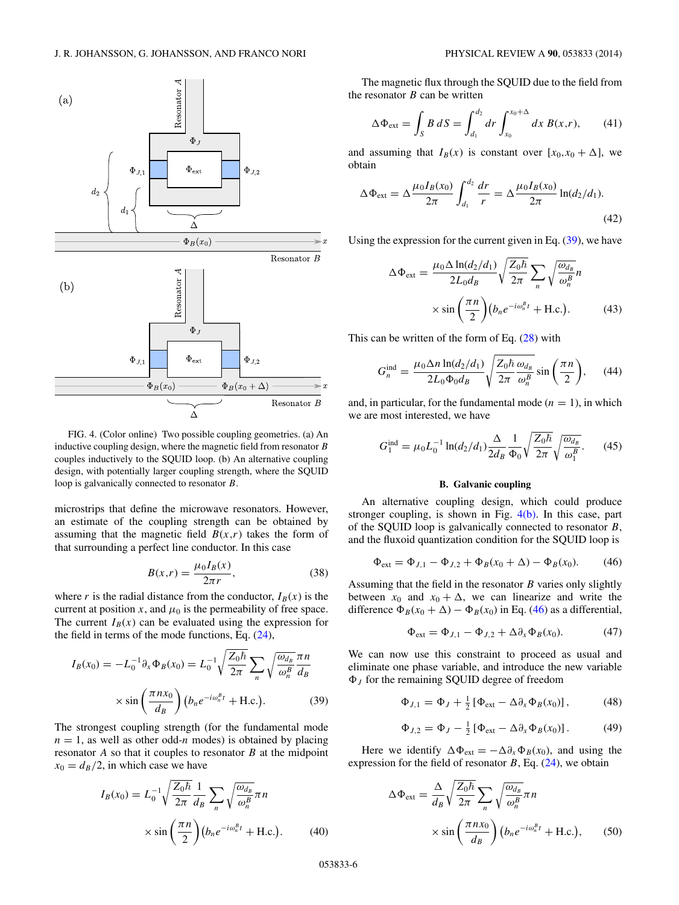FIG. 4. (Color online) Two possible coupling geometries. (a) An inductive coupling design, where the magnetic field from resonator $B$ couples inductively to the SQUID loop. (b) An alternative coupling design, with potentially larger coupling strength, where the SQUID loop is galvanically connected to resonator $B$.

microstrips that define the microwave resonators. However, an estimate of the coupling strength can be obtained by assuming that the magnetic field $B(x,r)$ takes the form of that surrounding a perfect line conductor. In this case

$$B(x,r) = \frac{\mu_0 I_B(x)}{2\pi r}, \tag{38}$$

where $r$ is the radial distance from the conductor, $I_B(x)$ is the current at position $x$, and $\mu_0$ is the permeability of free space. The current $I_B(x)$ can be evaluated using the expression for the field in terms of the mode functions, Eq. (24),

$$I_B(x_0) = -L_0^{-1}\partial_x\Phi_B(x_0) = L_0^{-1}\sqrt{\frac{Z_0\hbar}{2\pi}}\sum_n\sqrt{\frac{\omega_{d_B}}{\omega_n^B}}\frac{\pi n}{d_B} \times \sin\left(\frac{\pi n x_0}{d_B}\right)\left(b_n e^{-i\omega_n^B t} + \text{H.c.}\right). \tag{39}$$

The strongest coupling strength (for the fundamental mode $n = 1$, as well as other odd-$n$ modes) is obtained by placing resonator $A$ so that it couples to resonator $B$ at the midpoint $x_0 = d_B/2$, in which case we have

$$I_B(x_0) = L_0^{-1}\sqrt{\frac{Z_0\hbar}{2\pi}}\frac{1}{d_B}\sum_n\sqrt{\frac{\omega_{d_B}}{\omega_n^B}}\pi n \times \sin\left(\frac{\pi n}{2}\right)\left(b_n e^{-i\omega_n^B t} + \text{H.c.}\right). \tag{40}$$

The magnetic flux through the SQUID due to the field from the resonator $B$ can be written

$$\Delta\Phi_{\text{ext}} = \int_S B\, dS = \int_{d_1}^{d_2} dr \int_{x_0}^{x_0+\Delta} dx\, B(x,r), \tag{41}$$

and assuming that $I_B(x)$ is constant over $[x_0, x_0+\Delta]$, we obtain

$$\Delta\Phi_{\text{ext}} = \Delta\frac{\mu_0 I_B(x_0)}{2\pi}\int_{d_1}^{d_2}\frac{dr}{r} = \Delta\frac{\mu_0 I_B(x_0)}{2\pi}\ln(d_2/d_1). \tag{42}$$

Using the expression for the current given in Eq. (39), we have

$$\Delta\Phi_{\text{ext}} = \frac{\mu_0\Delta\ln(d_2/d_1)}{2L_0 d_B}\sqrt{\frac{Z_0\hbar}{2\pi}}\sum_n\sqrt{\frac{\omega_{d_B}}{\omega_n^B}}n \times \sin\left(\frac{\pi n}{2}\right)\left(b_n e^{-i\omega_n^B t} + \text{H.c.}\right). \tag{43}$$

This can be written of the form of Eq. (28) with

$$G_n^{\text{ind}} = \frac{\mu_0\Delta n\ln(d_2/d_1)}{2L_0\Phi_0 d_B}\sqrt{\frac{Z_0\hbar}{2\pi}\frac{\omega_{d_B}}{\omega_n^B}}\sin\left(\frac{\pi n}{2}\right), \tag{44}$$

and, in particular, for the fundamental mode ($n = 1$), in which we are most interested, we have

$$G_1^{\text{ind}} = \mu_0 L_0^{-1}\ln(d_2/d_1)\frac{\Delta}{2d_B}\frac{1}{\Phi_0}\sqrt{\frac{Z_0\hbar}{2\pi}}\sqrt{\frac{\omega_{d_B}}{\omega_1^B}}. \tag{45}$$

### B. Galvanic coupling

An alternative coupling design, which could produce stronger coupling, is shown in Fig. 4(b). In this case, part of the SQUID loop is galvanically connected to resonator $B$, and the fluxoid quantization condition for the SQUID loop is

$$\Phi_{\text{ext}} = \Phi_{J,1} - \Phi_{J,2} + \Phi_B(x_0+\Delta) - \Phi_B(x_0). \tag{46}$$

Assuming that the field in the resonator $B$ varies only slightly between $x_0$ and $x_0+\Delta$, we can linearize and write the difference $\Phi_B(x_0+\Delta) - \Phi_B(x_0)$ in Eq. (46) as a differential,

$$\Phi_{\text{ext}} = \Phi_{J,1} - \Phi_{J,2} + \Delta\partial_x\Phi_B(x_0). \tag{47}$$

We can now use this constraint to proceed as usual and eliminate one phase variable, and introduce the new variable $\Phi_J$ for the remaining SQUID degree of freedom

$$\Phi_{J,1} = \Phi_J + \tfrac{1}{2}\left[\Phi_{\text{ext}} - \Delta\partial_x\Phi_B(x_0)\right], \tag{48}$$

$$\Phi_{J,2} = \Phi_J - \tfrac{1}{2}\left[\Phi_{\text{ext}} - \Delta\partial_x\Phi_B(x_0)\right]. \tag{49}$$

Here we identify $\Delta\Phi_{\text{ext}} = -\Delta\partial_x\Phi_B(x_0)$, and using the expression for the field of resonator $B$, Eq. (24), we obtain

$$\Delta\Phi_{\text{ext}} = \frac{\Delta}{d_B}\sqrt{\frac{Z_0\hbar}{2\pi}}\sum_n\sqrt{\frac{\omega_{d_B}}{\omega_n^B}}\pi n \times \sin\left(\frac{\pi n x_0}{d_B}\right)\left(b_n e^{-i\omega_n^B t} + \text{H.c.}\right), \tag{50}$$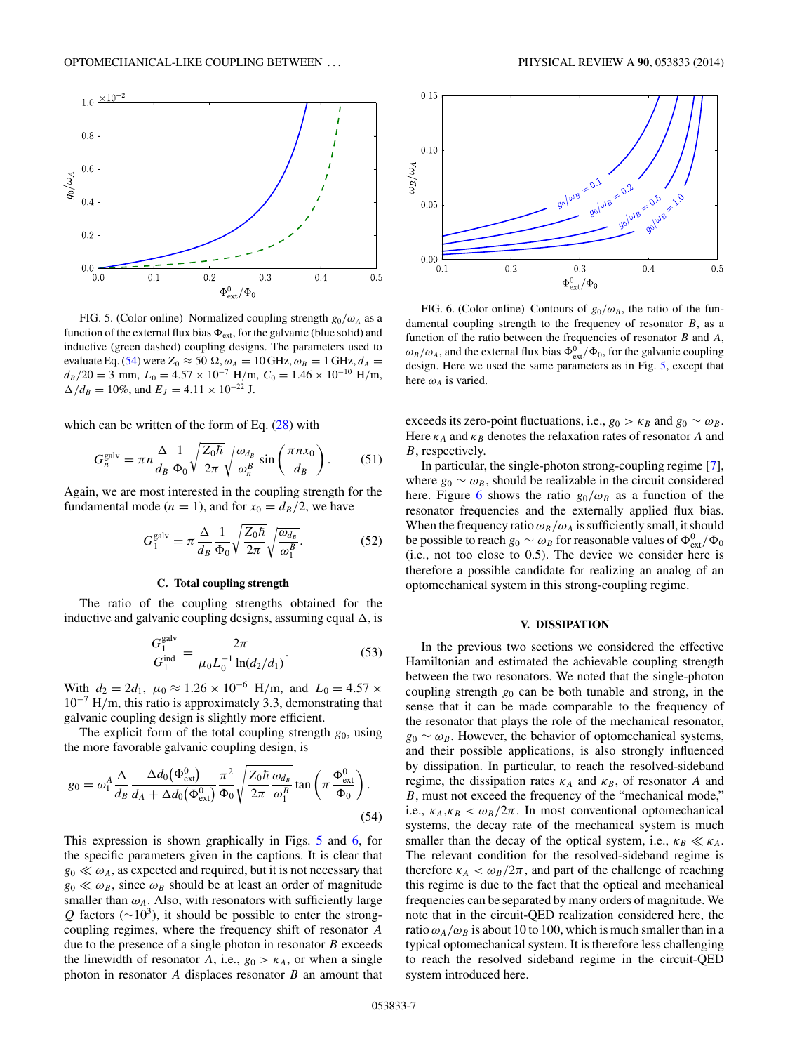FIG. 5. (Color online) Normalized coupling strength $g_0/\omega_A$ as a function of the external flux bias $\Phi_{\rm ext}$, for the galvanic (blue solid) and inductive (green dashed) coupling designs. The parameters used to evaluate Eq. (54) were $Z_0 \approx 50\ \Omega, \omega_A = 10\,\text{GHz}, \omega_B = 1\,\text{GHz}, d_A = d_B/20 = 3$ mm, $L_0 = 4.57 \times 10^{-7}$ H/m, $C_0 = 1.46 \times 10^{-10}$ H/m, $\Delta/d_B = 10\%$, and $E_J = 4.11 \times 10^{-22}$ J.

which can be written of the form of Eq. (28) with

$$G_n^{\rm galv} = \pi n \frac{\Delta}{d_B} \frac{1}{\Phi_0} \sqrt{\frac{Z_0 \hbar}{2\pi}} \sqrt{\frac{\omega_{d_B}}{\omega_n^B}} \sin\left(\frac{\pi n x_0}{d_B}\right). \tag{51}$$

Again, we are most interested in the coupling strength for the fundamental mode ($n = 1$), and for $x_0 = d_B/2$, we have

$$G_1^{\rm galv} = \pi \frac{\Delta}{d_B} \frac{1}{\Phi_0} \sqrt{\frac{Z_0 \hbar}{2\pi}} \sqrt{\frac{\omega_{d_B}}{\omega_1^B}}. \tag{52}$$

### C. Total coupling strength

The ratio of the coupling strengths obtained for the inductive and galvanic coupling designs, assuming equal $\Delta$, is

$$\frac{G_1^{\rm galv}}{G_1^{\rm ind}} = \frac{2\pi}{\mu_0 L_0^{-1} \ln(d_2/d_1)}. \tag{53}$$

With $d_2 = 2d_1$, $\mu_0 \approx 1.26 \times 10^{-6}$ H/m, and $L_0 = 4.57 \times 10^{-7}$ H/m, this ratio is approximately 3.3, demonstrating that galvanic coupling design is slightly more efficient.

The explicit form of the total coupling strength $g_0$, using the more favorable galvanic coupling design, is

$$g_0 = \omega_1^A \frac{\Delta}{d_B} \frac{\Delta d_0(\Phi_{\rm ext}^0)}{d_A + \Delta d_0(\Phi_{\rm ext}^0)} \frac{\pi^2}{\Phi_0} \sqrt{\frac{Z_0 \hbar}{2\pi} \frac{\omega_{d_B}}{\omega_1^B}} \tan\left(\pi \frac{\Phi_{\rm ext}^0}{\Phi_0}\right). \tag{54}$$

This expression is shown graphically in Figs. 5 and 6, for the specific parameters given in the captions. It is clear that $g_0 \ll \omega_A$, as expected and required, but it is not necessary that $g_0 \ll \omega_B$, since $\omega_B$ should be at least an order of magnitude smaller than $\omega_A$. Also, with resonators with sufficiently large $Q$ factors ($\sim 10^3$), it should be possible to enter the strong-coupling regimes, where the frequency shift of resonator $A$ due to the presence of a single photon in resonator $B$ exceeds the linewidth of resonator $A$, i.e., $g_0 > \kappa_A$, or when a single photon in resonator $A$ displaces resonator $B$ an amount that exceeds its zero-point fluctuations, i.e., $g_0 > \kappa_B$ and $g_0 \sim \omega_B$. Here $\kappa_A$ and $\kappa_B$ denotes the relaxation rates of resonator $A$ and $B$, respectively.

FIG. 6. (Color online) Contours of $g_0/\omega_B$, the ratio of the fundamental coupling strength to the frequency of resonator $B$, as a function of the ratio between the frequencies of resonator $B$ and $A$, $\omega_B/\omega_A$, and the external flux bias $\Phi_{\rm ext}^0/\Phi_0$, for the galvanic coupling design. Here we used the same parameters as in Fig. 5, except that here $\omega_A$ is varied.

In particular, the single-photon strong-coupling regime [7], where $g_0 \sim \omega_B$, should be realizable in the circuit considered here. Figure 6 shows the ratio $g_0/\omega_B$ as a function of the resonator frequencies and the externally applied flux bias. When the frequency ratio $\omega_B/\omega_A$ is sufficiently small, it should be possible to reach $g_0 \sim \omega_B$ for reasonable values of $\Phi_{\rm ext}^0/\Phi_0$ (i.e., not too close to 0.5). The device we consider here is therefore a possible candidate for realizing an analog of an optomechanical system in this strong-coupling regime.

## V. DISSIPATION

In the previous two sections we considered the effective Hamiltonian and estimated the achievable coupling strength between the two resonators. We noted that the single-photon coupling strength $g_0$ can be both tunable and strong, in the sense that it can be made comparable to the frequency of the resonator that plays the role of the mechanical resonator, $g_0 \sim \omega_B$. However, the behavior of optomechanical systems, and their possible applications, is also strongly influenced by dissipation. In particular, to reach the resolved-sideband regime, the dissipation rates $\kappa_A$ and $\kappa_B$, of resonator $A$ and $B$, must not exceed the frequency of the "mechanical mode," i.e., $\kappa_A,\kappa_B < \omega_B/2\pi$. In most conventional optomechanical systems, the decay rate of the mechanical system is much smaller than the decay of the optical system, i.e., $\kappa_B \ll \kappa_A$. The relevant condition for the resolved-sideband regime is therefore $\kappa_A < \omega_B/2\pi$, and part of the challenge of reaching this regime is due to the fact that the optical and mechanical frequencies can be separated by many orders of magnitude. We note that in the circuit-QED realization considered here, the ratio $\omega_A/\omega_B$ is about 10 to 100, which is much smaller than in a typical optomechanical system. It is therefore less challenging to reach the resolved sideband regime in the circuit-QED system introduced here.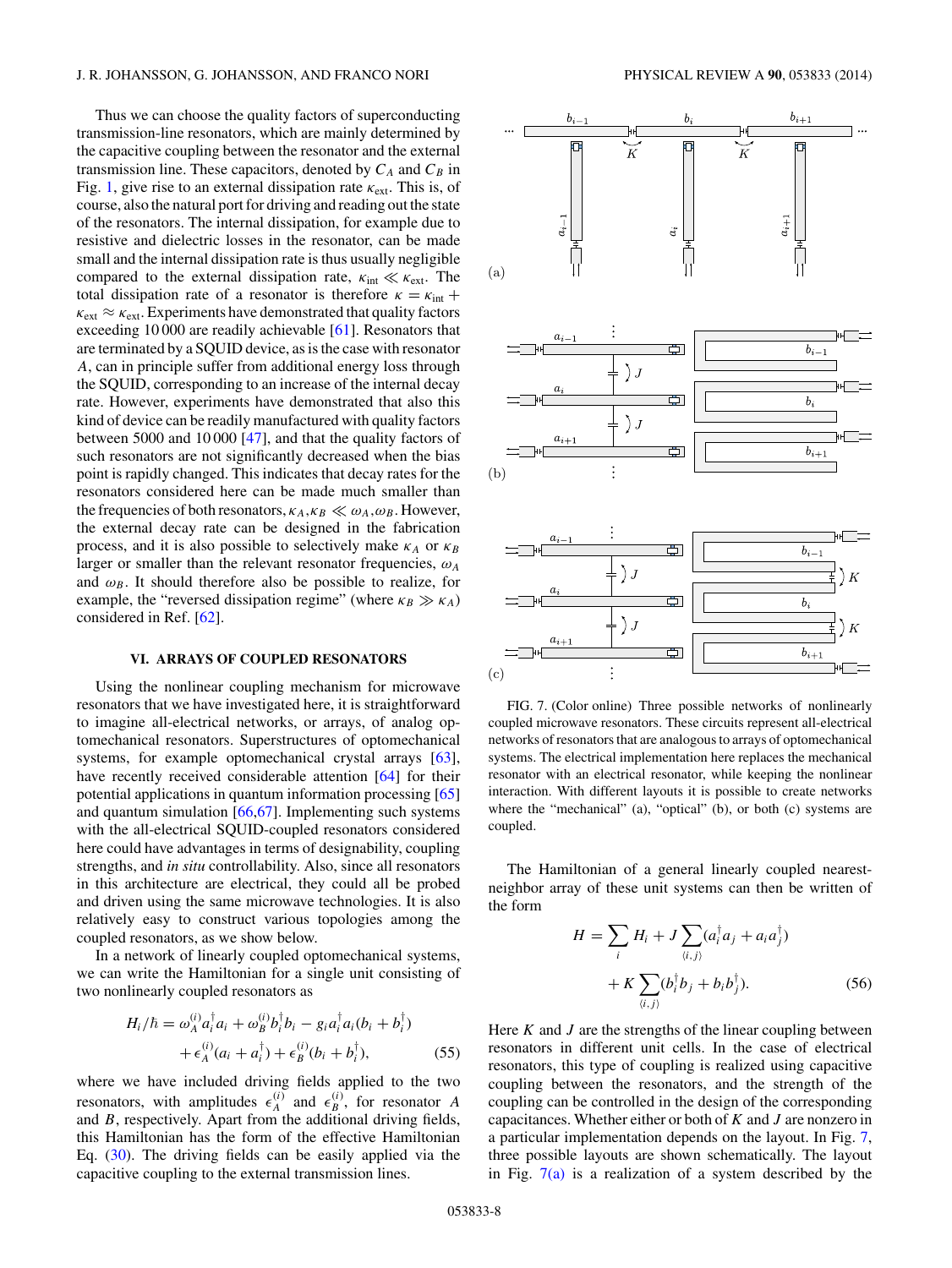Thus we can choose the quality factors of superconducting transmission-line resonators, which are mainly determined by the capacitive coupling between the resonator and the external transmission line. These capacitors, denoted by $C_A$ and $C_B$ in Fig. 1, give rise to an external dissipation rate $\kappa_{\rm ext}$. This is, of course, also the natural port for driving and reading out the state of the resonators. The internal dissipation, for example due to resistive and dielectric losses in the resonator, can be made small and the internal dissipation rate is thus usually negligible compared to the external dissipation rate, $\kappa_{\rm int} \ll \kappa_{\rm ext}$. The total dissipation rate of a resonator is therefore $\kappa = \kappa_{\rm int} + \kappa_{\rm ext} \approx \kappa_{\rm ext}$. Experiments have demonstrated that quality factors exceeding 10 000 are readily achievable [61]. Resonators that are terminated by a SQUID device, as is the case with resonator $A$, can in principle suffer from additional energy loss through the SQUID, corresponding to an increase of the internal decay rate. However, experiments have demonstrated that also this kind of device can be readily manufactured with quality factors between 5000 and 10 000 [47], and that the quality factors of such resonators are not significantly decreased when the bias point is rapidly changed. This indicates that decay rates for the resonators considered here can be made much smaller than the frequencies of both resonators, $\kappa_A, \kappa_B \ll \omega_A, \omega_B$. However, the external decay rate can be designed in the fabrication process, and it is also possible to selectively make $\kappa_A$ or $\kappa_B$ larger or smaller than the relevant resonator frequencies, $\omega_A$ and $\omega_B$. It should therefore also be possible to realize, for example, the "reversed dissipation regime" (where $\kappa_B \gg \kappa_A$) considered in Ref. [62].

## VI. ARRAYS OF COUPLED RESONATORS

Using the nonlinear coupling mechanism for microwave resonators that we have investigated here, it is straightforward to imagine all-electrical networks, or arrays, of analog optomechanical resonators. Superstructures of optomechanical systems, for example optomechanical crystal arrays [63], have recently received considerable attention [64] for their potential applications in quantum information processing [65] and quantum simulation [66,67]. Implementing such systems with the all-electrical SQUID-coupled resonators considered here could have advantages in terms of designability, coupling strengths, and *in situ* controllability. Also, since all resonators in this architecture are electrical, they could all be probed and driven using the same microwave technologies. It is also relatively easy to construct various topologies among the coupled resonators, as we show below.

In a network of linearly coupled optomechanical systems, we can write the Hamiltonian for a single unit consisting of two nonlinearly coupled resonators as

$$H_i/\hbar = \omega_A^{(i)} a_i^\dagger a_i + \omega_B^{(i)} b_i^\dagger b_i - g_i a_i^\dagger a_i (b_i + b_i^\dagger) + \epsilon_A^{(i)}(a_i + a_i^\dagger) + \epsilon_B^{(i)}(b_i + b_i^\dagger), \tag{55}$$

where we have included driving fields applied to the two resonators, with amplitudes $\epsilon_A^{(i)}$ and $\epsilon_B^{(i)}$, for resonator $A$ and $B$, respectively. Apart from the additional driving fields, this Hamiltonian has the form of the effective Hamiltonian Eq. (30). The driving fields can be easily applied via the capacitive coupling to the external transmission lines.

FIG. 7. (Color online) Three possible networks of nonlinearly coupled microwave resonators. These circuits represent all-electrical networks of resonators that are analogous to arrays of optomechanical systems. The electrical implementation here replaces the mechanical resonator with an electrical resonator, while keeping the nonlinear interaction. With different layouts it is possible to create networks where the "mechanical" (a), "optical" (b), or both (c) systems are coupled.

The Hamiltonian of a general linearly coupled nearest-neighbor array of these unit systems can then be written of the form

$$H = \sum_i H_i + J \sum_{\langle i,j \rangle} (a_i^\dagger a_j + a_i a_j^\dagger) + K \sum_{\langle i,j \rangle} (b_i^\dagger b_j + b_i b_j^\dagger). \tag{56}$$

Here $K$ and $J$ are the strengths of the linear coupling between resonators in different unit cells. In the case of electrical resonators, this type of coupling is realized using capacitive coupling between the resonators, and the strength of the coupling can be controlled in the design of the corresponding capacitances. Whether either or both of $K$ and $J$ are nonzero in a particular implementation depends on the layout. In Fig. 7, three possible layouts are shown schematically. The layout in Fig. 7(a) is a realization of a system described by the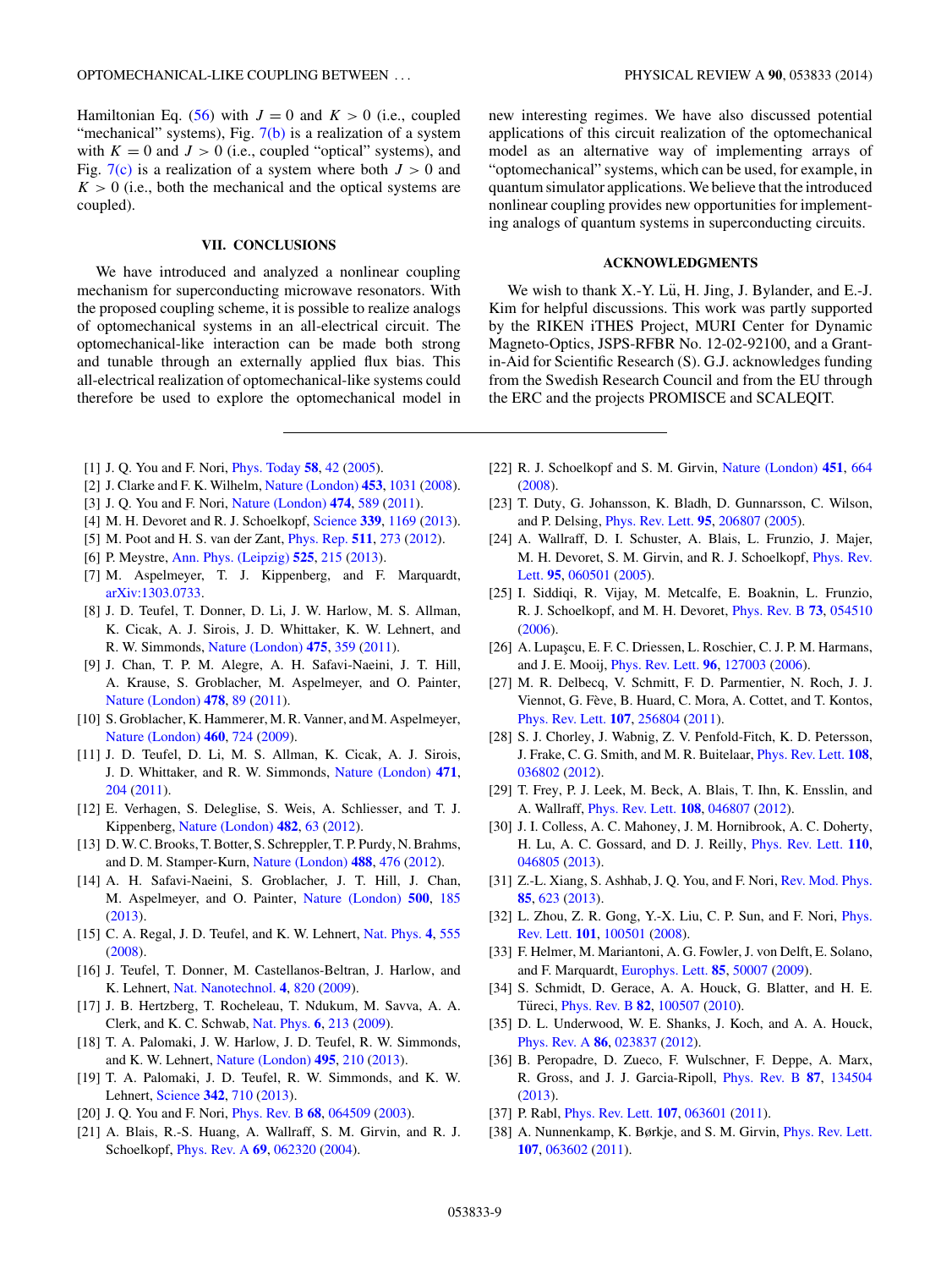Hamiltonian Eq. (56) with $J = 0$ and $K > 0$ (i.e., coupled "mechanical" systems), Fig. 7(b) is a realization of a system with $K = 0$ and $J > 0$ (i.e., coupled "optical" systems), and Fig. 7(c) is a realization of a system where both $J > 0$ and $K > 0$ (i.e., both the mechanical and the optical systems are coupled).

## VII. CONCLUSIONS

We have introduced and analyzed a nonlinear coupling mechanism for superconducting microwave resonators. With the proposed coupling scheme, it is possible to realize analogs of optomechanical systems in an all-electrical circuit. The optomechanical-like interaction can be made both strong and tunable through an externally applied flux bias. This all-electrical realization of optomechanical-like systems could therefore be used to explore the optomechanical model in new interesting regimes. We have also discussed potential applications of this circuit realization of the optomechanical model as an alternative way of implementing arrays of "optomechanical" systems, which can be used, for example, in quantum simulator applications. We believe that the introduced nonlinear coupling provides new opportunities for implementing analogs of quantum systems in superconducting circuits.

## ACKNOWLEDGMENTS

We wish to thank X.-Y. Lü, H. Jing, J. Bylander, and E.-J. Kim for helpful discussions. This work was partly supported by the RIKEN iTHES Project, MURI Center for Dynamic Magneto-Optics, JSPS-RFBR No. 12-02-92100, and a Grant-in-Aid for Scientific Research (S). G.J. acknowledges funding from the Swedish Research Council and from the EU through the ERC and the projects PROMISCE and SCALEQIT.

---

[1] J. Q. You and F. Nori, Phys. Today **58**, 42 (2005).

[2] J. Clarke and F. K. Wilhelm, Nature (London) **453**, 1031 (2008).

[3] J. Q. You and F. Nori, Nature (London) **474**, 589 (2011).

[4] M. H. Devoret and R. J. Schoelkopf, Science **339**, 1169 (2013).

[5] M. Poot and H. S. van der Zant, Phys. Rep. **511**, 273 (2012).

[6] P. Meystre, Ann. Phys. (Leipzig) **525**, 215 (2013).

[7] M. Aspelmeyer, T. J. Kippenberg, and F. Marquardt, arXiv:1303.0733.

[8] J. D. Teufel, T. Donner, D. Li, J. W. Harlow, M. S. Allman, K. Cicak, A. J. Sirois, J. D. Whittaker, K. W. Lehnert, and R. W. Simmonds, Nature (London) **475**, 359 (2011).

[9] J. Chan, T. P. M. Alegre, A. H. Safavi-Naeini, J. T. Hill, A. Krause, S. Groblacher, M. Aspelmeyer, and O. Painter, Nature (London) **478**, 89 (2011).

[10] S. Groblacher, K. Hammerer, M. R. Vanner, and M. Aspelmeyer, Nature (London) **460**, 724 (2009).

[11] J. D. Teufel, D. Li, M. S. Allman, K. Cicak, A. J. Sirois, J. D. Whittaker, and R. W. Simmonds, Nature (London) **471**, 204 (2011).

[12] E. Verhagen, S. Deleglise, S. Weis, A. Schliesser, and T. J. Kippenberg, Nature (London) **482**, 63 (2012).

[13] D. W. C. Brooks, T. Botter, S. Schreppler, T. P. Purdy, N. Brahms, and D. M. Stamper-Kurn, Nature (London) **488**, 476 (2012).

[14] A. H. Safavi-Naeini, S. Groblacher, J. T. Hill, J. Chan, M. Aspelmeyer, and O. Painter, Nature (London) **500**, 185 (2013).

[15] C. A. Regal, J. D. Teufel, and K. W. Lehnert, Nat. Phys. **4**, 555 (2008).

[16] J. Teufel, T. Donner, M. Castellanos-Beltran, J. Harlow, and K. Lehnert, Nat. Nanotechnol. **4**, 820 (2009).

[17] J. B. Hertzberg, T. Rocheleau, T. Ndukum, M. Savva, A. A. Clerk, and K. C. Schwab, Nat. Phys. **6**, 213 (2009).

[18] T. A. Palomaki, J. W. Harlow, J. D. Teufel, R. W. Simmonds, and K. W. Lehnert, Nature (London) **495**, 210 (2013).

[19] T. A. Palomaki, J. D. Teufel, R. W. Simmonds, and K. W. Lehnert, Science **342**, 710 (2013).

[20] J. Q. You and F. Nori, Phys. Rev. B **68**, 064509 (2003).

[21] A. Blais, R.-S. Huang, A. Wallraff, S. M. Girvin, and R. J. Schoelkopf, Phys. Rev. A **69**, 062320 (2004).

[22] R. J. Schoelkopf and S. M. Girvin, Nature (London) **451**, 664 (2008).

[23] T. Duty, G. Johansson, K. Bladh, D. Gunnarsson, C. Wilson, and P. Delsing, Phys. Rev. Lett. **95**, 206807 (2005).

[24] A. Wallraff, D. I. Schuster, A. Blais, L. Frunzio, J. Majer, M. H. Devoret, S. M. Girvin, and R. J. Schoelkopf, Phys. Rev. Lett. **95**, 060501 (2005).

[25] I. Siddiqi, R. Vijay, M. Metcalfe, E. Boaknin, L. Frunzio, R. J. Schoelkopf, and M. H. Devoret, Phys. Rev. B **73**, 054510 (2006).

[26] A. Lupaşcu, E. F. C. Driessen, L. Roschier, C. J. P. M. Harmans, and J. E. Mooij, Phys. Rev. Lett. **96**, 127003 (2006).

[27] M. R. Delbecq, V. Schmitt, F. D. Parmentier, N. Roch, J. J. Viennot, G. Fève, B. Huard, C. Mora, A. Cottet, and T. Kontos, Phys. Rev. Lett. **107**, 256804 (2011).

[28] S. J. Chorley, J. Wabnig, Z. V. Penfold-Fitch, K. D. Petersson, J. Frake, C. G. Smith, and M. R. Buitelaar, Phys. Rev. Lett. **108**, 036802 (2012).

[29] T. Frey, P. J. Leek, M. Beck, A. Blais, T. Ihn, K. Ensslin, and A. Wallraff, Phys. Rev. Lett. **108**, 046807 (2012).

[30] J. I. Colless, A. C. Mahoney, J. M. Hornibrook, A. C. Doherty, H. Lu, A. C. Gossard, and D. J. Reilly, Phys. Rev. Lett. **110**, 046805 (2013).

[31] Z.-L. Xiang, S. Ashhab, J. Q. You, and F. Nori, Rev. Mod. Phys. **85**, 623 (2013).

[32] L. Zhou, Z. R. Gong, Y.-X. Liu, C. P. Sun, and F. Nori, Phys. Rev. Lett. **101**, 100501 (2008).

[33] F. Helmer, M. Mariantoni, A. G. Fowler, J. von Delft, E. Solano, and F. Marquardt, Europhys. Lett. **85**, 50007 (2009).

[34] S. Schmidt, D. Gerace, A. A. Houck, G. Blatter, and H. E. Türeci, Phys. Rev. B **82**, 100507 (2010).

[35] D. L. Underwood, W. E. Shanks, J. Koch, and A. A. Houck, Phys. Rev. A **86**, 023837 (2012).

[36] B. Peropadre, D. Zueco, F. Wulschner, F. Deppe, A. Marx, R. Gross, and J. J. Garcia-Ripoll, Phys. Rev. B **87**, 134504 (2013).

[37] P. Rabl, Phys. Rev. Lett. **107**, 063601 (2011).

[38] A. Nunnenkamp, K. Børkje, and S. M. Girvin, Phys. Rev. Lett. **107**, 063602 (2011).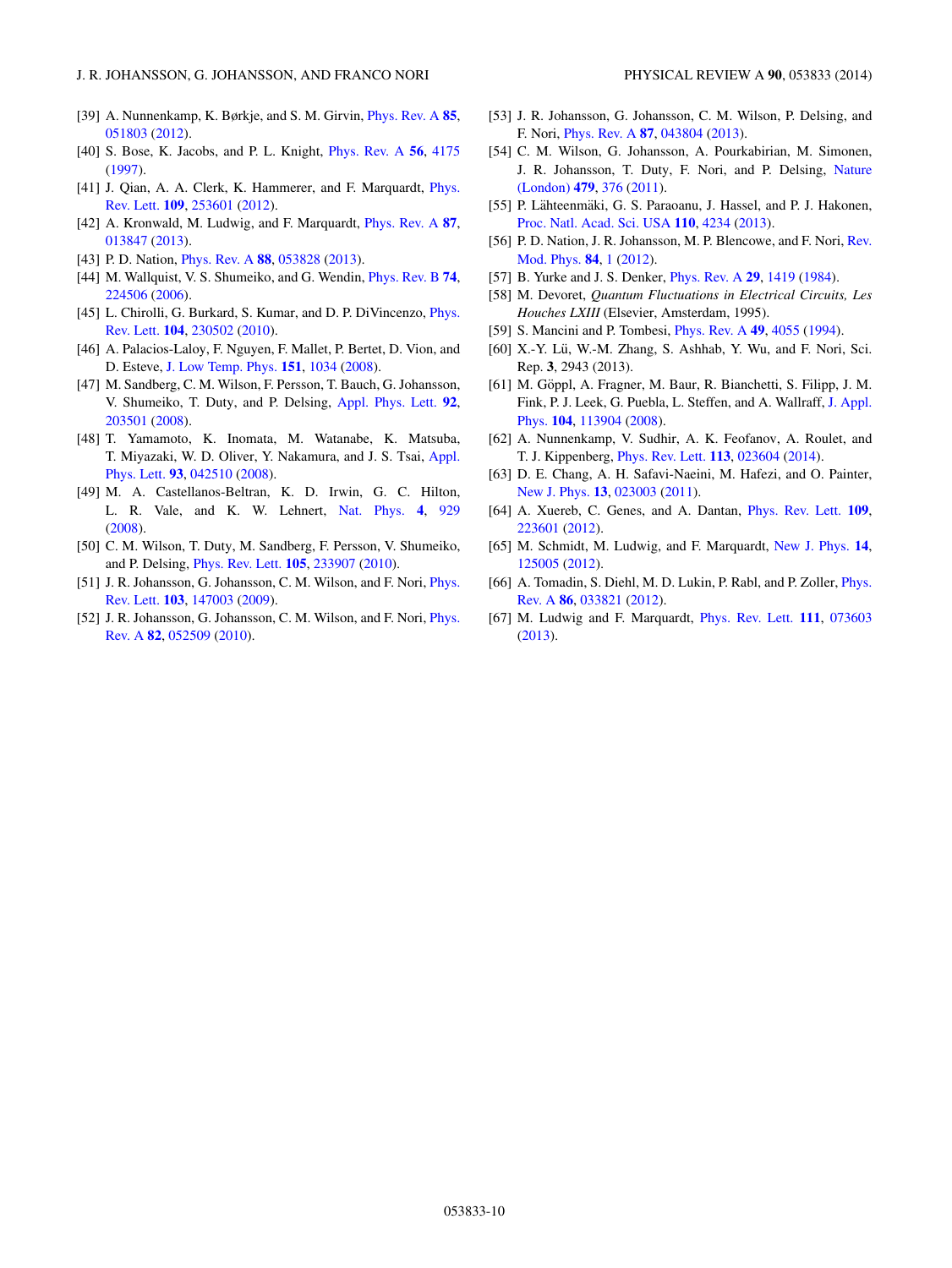[39] A. Nunnenkamp, K. Børkje, and S. M. Girvin, Phys. Rev. A **85**, 051803 (2012).

[40] S. Bose, K. Jacobs, and P. L. Knight, Phys. Rev. A **56**, 4175 (1997).

[41] J. Qian, A. A. Clerk, K. Hammerer, and F. Marquardt, Phys. Rev. Lett. **109**, 253601 (2012).

[42] A. Kronwald, M. Ludwig, and F. Marquardt, Phys. Rev. A **87**, 013847 (2013).

[43] P. D. Nation, Phys. Rev. A **88**, 053828 (2013).

[44] M. Wallquist, V. S. Shumeiko, and G. Wendin, Phys. Rev. B **74**, 224506 (2006).

[45] L. Chirolli, G. Burkard, S. Kumar, and D. P. DiVincenzo, Phys. Rev. Lett. **104**, 230502 (2010).

[46] A. Palacios-Laloy, F. Nguyen, F. Mallet, P. Bertet, D. Vion, and D. Esteve, J. Low Temp. Phys. **151**, 1034 (2008).

[47] M. Sandberg, C. M. Wilson, F. Persson, T. Bauch, G. Johansson, V. Shumeiko, T. Duty, and P. Delsing, Appl. Phys. Lett. **92**, 203501 (2008).

[48] T. Yamamoto, K. Inomata, M. Watanabe, K. Matsuba, T. Miyazaki, W. D. Oliver, Y. Nakamura, and J. S. Tsai, Appl. Phys. Lett. **93**, 042510 (2008).

[49] M. A. Castellanos-Beltran, K. D. Irwin, G. C. Hilton, L. R. Vale, and K. W. Lehnert, Nat. Phys. **4**, 929 (2008).

[50] C. M. Wilson, T. Duty, M. Sandberg, F. Persson, V. Shumeiko, and P. Delsing, Phys. Rev. Lett. **105**, 233907 (2010).

[51] J. R. Johansson, G. Johansson, C. M. Wilson, and F. Nori, Phys. Rev. Lett. **103**, 147003 (2009).

[52] J. R. Johansson, G. Johansson, C. M. Wilson, and F. Nori, Phys. Rev. A **82**, 052509 (2010).

[53] J. R. Johansson, G. Johansson, C. M. Wilson, P. Delsing, and F. Nori, Phys. Rev. A **87**, 043804 (2013).

[54] C. M. Wilson, G. Johansson, A. Pourkabirian, M. Simonen, J. R. Johansson, T. Duty, F. Nori, and P. Delsing, Nature (London) **479**, 376 (2011).

[55] P. Lähteenmäki, G. S. Paraoanu, J. Hassel, and P. J. Hakonen, Proc. Natl. Acad. Sci. USA **110**, 4234 (2013).

[56] P. D. Nation, J. R. Johansson, M. P. Blencowe, and F. Nori, Rev. Mod. Phys. **84**, 1 (2012).

[57] B. Yurke and J. S. Denker, Phys. Rev. A **29**, 1419 (1984).

[58] M. Devoret, *Quantum Fluctuations in Electrical Circuits, Les Houches LXIII* (Elsevier, Amsterdam, 1995).

[59] S. Mancini and P. Tombesi, Phys. Rev. A **49**, 4055 (1994).

[60] X.-Y. Lü, W.-M. Zhang, S. Ashhab, Y. Wu, and F. Nori, Sci. Rep. **3**, 2943 (2013).

[61] M. Göppl, A. Fragner, M. Baur, R. Bianchetti, S. Filipp, J. M. Fink, P. J. Leek, G. Puebla, L. Steffen, and A. Wallraff, J. Appl. Phys. **104**, 113904 (2008).

[62] A. Nunnenkamp, V. Sudhir, A. K. Feofanov, A. Roulet, and T. J. Kippenberg, Phys. Rev. Lett. **113**, 023604 (2014).

[63] D. E. Chang, A. H. Safavi-Naeini, M. Hafezi, and O. Painter, New J. Phys. **13**, 023003 (2011).

[64] A. Xuereb, C. Genes, and A. Dantan, Phys. Rev. Lett. **109**, 223601 (2012).

[65] M. Schmidt, M. Ludwig, and F. Marquardt, New J. Phys. **14**, 125005 (2012).

[66] A. Tomadin, S. Diehl, M. D. Lukin, P. Rabl, and P. Zoller, Phys. Rev. A **86**, 033821 (2012).

[67] M. Ludwig and F. Marquardt, Phys. Rev. Lett. **111**, 073603 (2013).